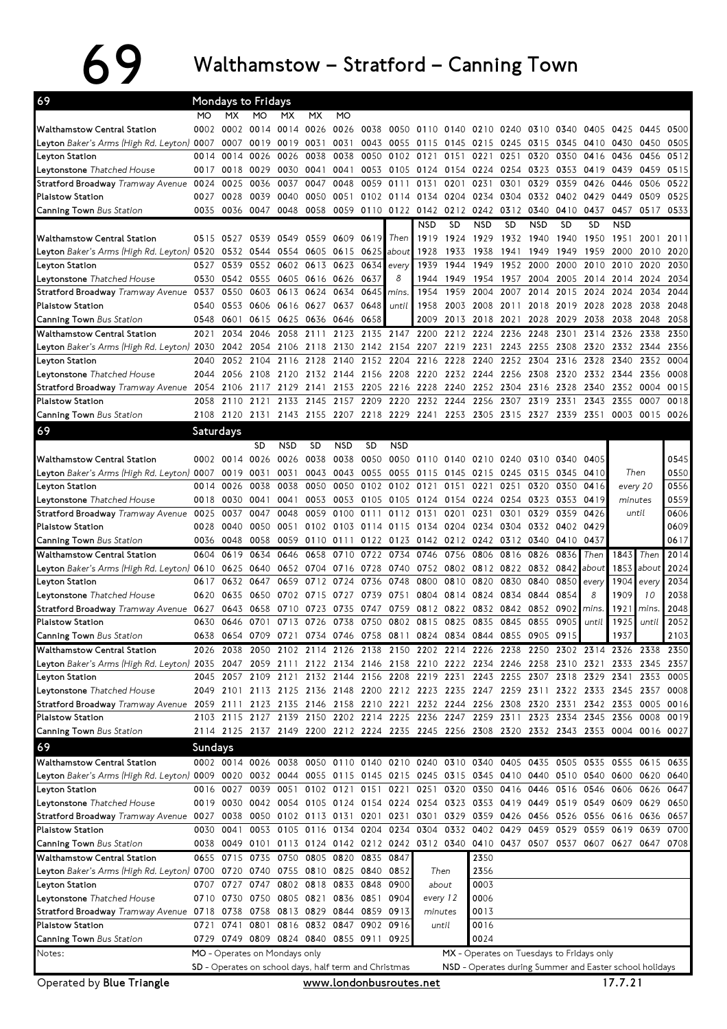# 69 Walthamstow – Stratford – Canning Town

## Mondays to Fridays

| 69 | MO | MX | MO | MX | MX | MO | | | | | | | | | | | | |
|---|---|---|---|---|---|---|---|---|---|---|---|---|---|---|---|---|---|---|
| **Walthamstow** Central Station | 0002 | 0002 | 0014 | 0014 | 0026 | 0026 | 0038 | 0050 | 0110 | 0140 | 0210 | 0240 | 0310 | 0340 | 0405 | 0425 | 0445 | 0500 |
| **Leyton** *Baker's Arms (High Rd. Leyton)* | 0007 | 0007 | 0019 | 0019 | 0031 | 0031 | 0043 | 0055 | 0115 | 0145 | 0215 | 0245 | 0315 | 0345 | 0410 | 0430 | 0450 | 0505 |
| **Leyton** Station | 0014 | 0014 | 0026 | 0026 | 0038 | 0038 | 0050 | 0102 | 0121 | 0151 | 0221 | 0251 | 0320 | 0350 | 0416 | 0436 | 0456 | 0512 |
| **Leytonstone** *Thatched House* | 0017 | 0018 | 0029 | 0030 | 0041 | 0041 | 0053 | 0105 | 0124 | 0154 | 0224 | 0254 | 0323 | 0353 | 0419 | 0439 | 0459 | 0515 |
| **Stratford Broadway** *Tramway Avenue* | 0024 | 0025 | 0036 | 0037 | 0047 | 0048 | 0059 | 0111 | 0131 | 0201 | 0231 | 0301 | 0329 | 0359 | 0426 | 0446 | 0506 | 0522 |
| **Plaistow** Station | 0027 | 0028 | 0039 | 0040 | 0050 | 0051 | 0102 | 0114 | 0134 | 0204 | 0234 | 0304 | 0332 | 0402 | 0429 | 0449 | 0509 | 0525 |
| **Canning Town** Bus Station | 0035 | 0036 | 0047 | 0048 | 0058 | 0059 | 0110 | 0122 | 0142 | 0212 | 0242 | 0312 | 0340 | 0410 | 0437 | 0457 | 0517 | 0533 |

| | | | | | | | | | NSD | SD | NSD | SD | NSD | SD | SD | NSD | | |
|---|---|---|---|---|---|---|---|---|---|---|---|---|---|---|---|---|---|---|
| **Walthamstow** Central Station | 0515 | 0527 | 0539 | 0549 | 0559 | 0609 | 0619 | Then | 1919 | 1924 | 1929 | 1932 | 1940 | 1940 | 1950 | 1951 | 2001 | 2011 |
| **Leyton** *Baker's Arms (High Rd. Leyton)* | 0520 | 0532 | 0544 | 0554 | 0605 | 0615 | 0625 | about | 1928 | 1933 | 1938 | 1941 | 1949 | 1949 | 1959 | 2000 | 2010 | 2020 |
| **Leyton** Station | 0527 | 0539 | 0552 | 0602 | 0613 | 0623 | 0634 | every | 1939 | 1944 | 1949 | 1952 | 2000 | 2000 | 2010 | 2010 | 2020 | 2030 |
| **Leytonstone** *Thatched House* | 0530 | 0542 | 0555 | 0605 | 0616 | 0626 | 0637 | 8 | 1944 | 1949 | 1954 | 1957 | 2004 | 2005 | 2014 | 2014 | 2024 | 2034 |
| **Stratford Broadway** *Tramway Avenue* | 0537 | 0550 | 0603 | 0613 | 0624 | 0634 | 0645 | mins. | 1954 | 1959 | 2004 | 2007 | 2014 | 2015 | 2024 | 2024 | 2034 | 2044 |
| **Plaistow** Station | 0540 | 0553 | 0606 | 0616 | 0627 | 0637 | 0648 | until | 1958 | 2003 | 2008 | 2011 | 2018 | 2019 | 2028 | 2028 | 2038 | 2048 |
| **Canning Town** Bus Station | 0548 | 0601 | 0615 | 0625 | 0636 | 0646 | 0658 | | 2009 | 2013 | 2018 | 2021 | 2028 | 2029 | 2038 | 2038 | 2048 | 2058 |

| | | | | | | | | | | | | | | | | | | |
|---|---|---|---|---|---|---|---|---|---|---|---|---|---|---|---|---|---|---|
| **Walthamstow** Central Station | 2021 | 2034 | 2046 | 2058 | 2111 | 2123 | 2135 | 2147 | 2200 | 2212 | 2224 | 2236 | 2248 | 2301 | 2314 | 2326 | 2338 | 2350 |
| **Leyton** *Baker's Arms (High Rd. Leyton)* | 2030 | 2042 | 2054 | 2106 | 2118 | 2130 | 2142 | 2154 | 2207 | 2219 | 2231 | 2243 | 2255 | 2308 | 2320 | 2332 | 2344 | 2356 |
| **Leyton** Station | 2040 | 2052 | 2104 | 2116 | 2128 | 2140 | 2152 | 2204 | 2216 | 2228 | 2240 | 2252 | 2304 | 2316 | 2328 | 2340 | 2352 | 0004 |
| **Leytonstone** *Thatched House* | 2044 | 2056 | 2108 | 2120 | 2132 | 2144 | 2156 | 2208 | 2220 | 2232 | 2244 | 2256 | 2308 | 2320 | 2332 | 2344 | 2356 | 0008 |
| **Stratford Broadway** *Tramway Avenue* | 2054 | 2106 | 2117 | 2129 | 2141 | 2153 | 2205 | 2216 | 2228 | 2240 | 2252 | 2304 | 2316 | 2328 | 2340 | 2352 | 0004 | 0015 |
| **Plaistow** Station | 2058 | 2110 | 2121 | 2133 | 2145 | 2157 | 2209 | 2220 | 2232 | 2244 | 2256 | 2307 | 2319 | 2331 | 2343 | 2355 | 0007 | 0018 |
| **Canning Town** Bus Station | 2108 | 2120 | 2131 | 2143 | 2155 | 2207 | 2218 | 2229 | 2241 | 2253 | 2305 | 2315 | 2327 | 2339 | 2351 | 0003 | 0015 | 0026 |

## Saturdays

| 69 | | | SD | NSD | SD | NSD | SD | NSD | | | | | | | | | | |
|---|---|---|---|---|---|---|---|---|---|---|---|---|---|---|---|---|---|---|
| **Walthamstow** Central Station | 0002 | 0014 | 0026 | 0026 | 0038 | 0038 | 0050 | 0050 | 0110 | 0140 | 0210 | 0240 | 0310 | 0340 | 0405 | Then | | 0545 |
| **Leyton** *Baker's Arms (High Rd. Leyton)* | 0007 | 0019 | 0031 | 0031 | 0043 | 0043 | 0055 | 0055 | 0115 | 0145 | 0215 | 0245 | 0315 | 0345 | 0410 | every 20 | | 0550 |
| **Leyton** Station | 0014 | 0026 | 0038 | 0038 | 0050 | 0050 | 0102 | 0102 | 0121 | 0151 | 0221 | 0251 | 0320 | 0350 | 0416 | minutes | | 0556 |
| **Leytonstone** *Thatched House* | 0018 | 0030 | 0041 | 0041 | 0053 | 0053 | 0105 | 0105 | 0124 | 0154 | 0224 | 0254 | 0323 | 0353 | 0419 | until | | 0559 |
| **Stratford Broadway** *Tramway Avenue* | 0025 | 0037 | 0047 | 0048 | 0059 | 0100 | 0111 | 0112 | 0131 | 0201 | 0231 | 0301 | 0329 | 0359 | 0426 | | | 0606 |
| **Plaistow** Station | 0028 | 0040 | 0050 | 0051 | 0102 | 0103 | 0114 | 0115 | 0134 | 0204 | 0234 | 0304 | 0332 | 0402 | 0429 | | | 0609 |
| **Canning Town** Bus Station | 0036 | 0048 | 0058 | 0059 | 0110 | 0111 | 0122 | 0123 | 0142 | 0212 | 0242 | 0312 | 0340 | 0410 | 0437 | | | 0617 |

| | | | | | | | | | | | | | | | | | | |
|---|---|---|---|---|---|---|---|---|---|---|---|---|---|---|---|---|---|---|
| **Walthamstow** Central Station | 0604 | 0619 | 0634 | 0646 | 0658 | 0710 | 0722 | 0734 | 0746 | 0756 | 0806 | 0816 | 0826 | 0836 | Then | 1843 | Then | 2014 |
| **Leyton** *Baker's Arms (High Rd. Leyton)* | 0610 | 0625 | 0640 | 0652 | 0704 | 0716 | 0728 | 0740 | 0752 | 0802 | 0812 | 0822 | 0832 | 0842 | about | 1853 | about | 2024 |
| **Leyton** Station | 0617 | 0632 | 0647 | 0659 | 0712 | 0724 | 0736 | 0748 | 0800 | 0810 | 0820 | 0830 | 0840 | 0850 | every | 1904 | every | 2034 |
| **Leytonstone** *Thatched House* | 0620 | 0635 | 0650 | 0702 | 0715 | 0727 | 0739 | 0751 | 0804 | 0814 | 0824 | 0834 | 0844 | 0854 | 8 | 1909 | 10 | 2038 |
| **Stratford Broadway** *Tramway Avenue* | 0627 | 0643 | 0658 | 0710 | 0723 | 0735 | 0747 | 0759 | 0812 | 0822 | 0832 | 0842 | 0852 | 0902 | mins. | 1921 | mins. | 2048 |
| **Plaistow** Station | 0630 | 0646 | 0701 | 0713 | 0726 | 0738 | 0750 | 0802 | 0815 | 0825 | 0835 | 0845 | 0855 | 0905 | until | 1925 | until | 2052 |
| **Canning Town** Bus Station | 0638 | 0654 | 0709 | 0721 | 0734 | 0746 | 0758 | 0811 | 0824 | 0834 | 0844 | 0855 | 0905 | 0915 | | 1937 | | 2103 |

| | | | | | | | | | | | | | | | | | | |
|---|---|---|---|---|---|---|---|---|---|---|---|---|---|---|---|---|---|---|
| **Walthamstow** Central Station | 2026 | 2038 | 2050 | 2102 | 2114 | 2126 | 2138 | 2150 | 2202 | 2214 | 2226 | 2238 | 2250 | 2302 | 2314 | 2326 | 2338 | 2350 |
| **Leyton** *Baker's Arms (High Rd. Leyton)* | 2035 | 2047 | 2059 | 2111 | 2122 | 2134 | 2146 | 2158 | 2210 | 2222 | 2234 | 2246 | 2258 | 2310 | 2321 | 2333 | 2345 | 2357 |
| **Leyton** Station | 2045 | 2057 | 2109 | 2121 | 2132 | 2144 | 2156 | 2208 | 2219 | 2231 | 2243 | 2255 | 2307 | 2318 | 2329 | 2341 | 2353 | 0005 |
| **Leytonstone** *Thatched House* | 2049 | 2101 | 2113 | 2125 | 2136 | 2148 | 2200 | 2212 | 2223 | 2235 | 2247 | 2259 | 2311 | 2322 | 2333 | 2345 | 2357 | 0008 |
| **Stratford Broadway** *Tramway Avenue* | 2059 | 2111 | 2123 | 2135 | 2146 | 2158 | 2210 | 2221 | 2232 | 2244 | 2256 | 2308 | 2320 | 2331 | 2342 | 2353 | 0005 | 0016 |
| **Plaistow** Station | 2103 | 2115 | 2127 | 2139 | 2150 | 2202 | 2214 | 2225 | 2236 | 2247 | 2259 | 2311 | 2323 | 2334 | 2345 | 2356 | 0008 | 0019 |
| **Canning Town** Bus Station | 2114 | 2125 | 2137 | 2149 | 2200 | 2212 | 2224 | 2235 | 2245 | 2256 | 2308 | 2320 | 2332 | 2343 | 2353 | 0004 | 0016 | 0027 |

## Sundays

| 69 | | | | | | | | | | | | | | | | | | |
|---|---|---|---|---|---|---|---|---|---|---|---|---|---|---|---|---|---|---|
| **Walthamstow** Central Station | 0002 | 0014 | 0026 | 0038 | 0050 | 0110 | 0140 | 0210 | 0240 | 0310 | 0340 | 0405 | 0435 | 0505 | 0535 | 0555 | 0615 | 0635 |
| **Leyton** *Baker's Arms (High Rd. Leyton)* | 0009 | 0020 | 0032 | 0044 | 0055 | 0115 | 0145 | 0215 | 0245 | 0315 | 0345 | 0410 | 0440 | 0510 | 0540 | 0600 | 0620 | 0640 |
| **Leyton** Station | 0016 | 0027 | 0039 | 0051 | 0102 | 0121 | 0151 | 0221 | 0251 | 0320 | 0350 | 0416 | 0446 | 0516 | 0546 | 0606 | 0626 | 0647 |
| **Leytonstone** *Thatched House* | 0019 | 0030 | 0042 | 0054 | 0105 | 0124 | 0154 | 0224 | 0254 | 0323 | 0353 | 0419 | 0449 | 0519 | 0549 | 0609 | 0629 | 0650 |
| **Stratford Broadway** *Tramway Avenue* | 0027 | 0038 | 0050 | 0102 | 0113 | 0131 | 0201 | 0231 | 0301 | 0329 | 0359 | 0426 | 0456 | 0526 | 0556 | 0616 | 0636 | 0657 |
| **Plaistow** Station | 0030 | 0041 | 0053 | 0105 | 0116 | 0134 | 0204 | 0234 | 0304 | 0332 | 0402 | 0429 | 0459 | 0529 | 0559 | 0619 | 0639 | 0700 |
| **Canning Town** Bus Station | 0038 | 0049 | 0101 | 0113 | 0124 | 0142 | 0212 | 0242 | 0312 | 0340 | 0410 | 0437 | 0507 | 0537 | 0607 | 0627 | 0647 | 0708 |

| | | | | | | | | | | |
|---|---|---|---|---|---|---|---|---|---|---|
| **Walthamstow** Central Station | 0655 | 0715 | 0735 | 0750 | 0805 | 0820 | 0835 | 0847 | Then | 2350 |
| **Leyton** *Baker's Arms (High Rd. Leyton)* | 0700 | 0720 | 0740 | 0755 | 0810 | 0825 | 0840 | 0852 | about | 2356 |
| **Leyton** Station | 0707 | 0727 | 0747 | 0802 | 0818 | 0833 | 0848 | 0900 | every 12 | 0003 |
| **Leytonstone** *Thatched House* | 0710 | 0730 | 0750 | 0805 | 0821 | 0836 | 0851 | 0904 | minutes | 0006 |
| **Stratford Broadway** *Tramway Avenue* | 0718 | 0738 | 0758 | 0813 | 0829 | 0844 | 0859 | 0913 | until | 0013 |
| **Plaistow** Station | 0721 | 0741 | 0801 | 0816 | 0832 | 0847 | 0902 | 0916 | | 0016 |
| **Canning Town** Bus Station | 0729 | 0749 | 0809 | 0824 | 0840 | 0855 | 0911 | 0925 | | 0024 |

Notes:
- MO - Operates on Mondays only
- MX - Operates on Tuesdays to Fridays only
- SD - Operates on school days, half term and Christmas
- NSD - Operates during Summer and Easter school holidays

Operated by **Blue Triangle** — www.londonbusroutes.net — 17.7.21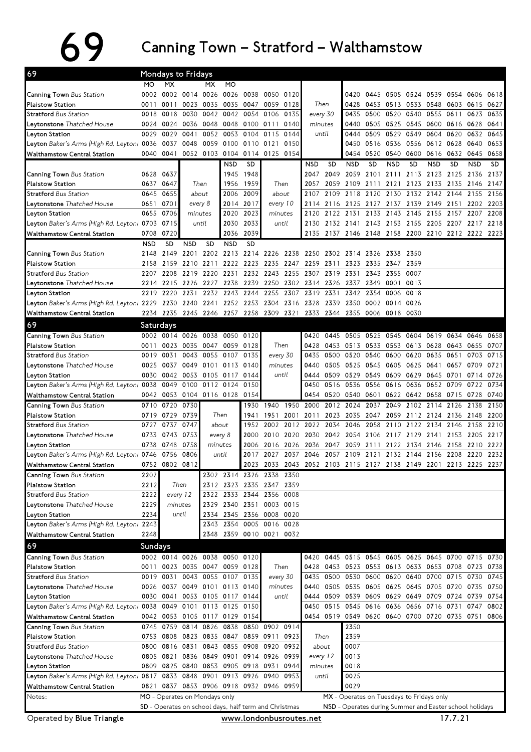# 69 Canning Town – Stratford – Walthamstow

## Mondays to Fridays

| 69 | MO | MX | | MX | MO | | | | | | | | | | | | |
|---|---|---|---|---|---|---|---|---|---|---|---|---|---|---|---|---|---|
| Canning Town *Bus Station* | 0002 | 0002 | 0014 | 0026 | 0026 | 0038 | 0050 | 0120 | Then | 0420 | 0445 | 0505 | 0524 | 0539 | 0554 | 0606 | 0618 |
| Plaistow Station | 0011 | 0011 | 0023 | 0035 | 0035 | 0047 | 0059 | 0128 | every 30 | 0428 | 0453 | 0513 | 0533 | 0548 | 0603 | 0615 | 0627 |
| Stratford *Bus Station* | 0018 | 0018 | 0030 | 0042 | 0042 | 0054 | 0106 | 0135 | minutes | 0435 | 0500 | 0520 | 0540 | 0555 | 0611 | 0623 | 0635 |
| Leytonstone *Thatched House* | 0024 | 0024 | 0036 | 0048 | 0048 | 0100 | 0111 | 0140 | until | 0440 | 0505 | 0525 | 0545 | 0600 | 0616 | 0628 | 0641 |
| Leyton Station | 0029 | 0029 | 0041 | 0052 | 0053 | 0104 | 0115 | 0144 | | 0444 | 0509 | 0529 | 0549 | 0604 | 0620 | 0632 | 0645 |
| Leyton *Baker's Arms (High Rd. Leyton)* | 0036 | 0037 | 0048 | 0059 | 0100 | 0110 | 0121 | 0150 | | 0450 | 0516 | 0536 | 0556 | 0612 | 0628 | 0640 | 0653 |
| Walthamstow Central Station | 0040 | 0041 | 0052 | 0103 | 0104 | 0114 | 0125 | 0154 | | 0454 | 0520 | 0540 | 0600 | 0616 | 0632 | 0645 | 0658 |

| | | | | NSD | SD | | NSD | SD | NSD | SD | NSD | SD | NSD | SD | NSD | SD |
|---|---|---|---|---|---|---|---|---|---|---|---|---|---|---|---|---|
| Canning Town *Bus Station* | 0628 | 0637 | Then | 1945 | 1948 | Then | 2047 | 2049 | 2059 | 2101 | 2111 | 2113 | 2123 | 2125 | 2136 | 2137 |
| Plaistow Station | 0637 | 0647 | about | 1956 | 1959 | about | 2057 | 2059 | 2109 | 2111 | 2121 | 2123 | 2133 | 2135 | 2146 | 2147 |
| Stratford *Bus Station* | 0645 | 0655 | every 8 | 2006 | 2009 | every 10 | 2107 | 2109 | 2118 | 2120 | 2130 | 2132 | 2142 | 2144 | 2155 | 2156 |
| Leytonstone *Thatched House* | 0651 | 0701 | minutes | 2014 | 2017 | minutes | 2114 | 2116 | 2125 | 2127 | 2137 | 2139 | 2149 | 2151 | 2202 | 2203 |
| Leyton Station | 0655 | 0706 | until | 2020 | 2023 | until | 2120 | 2122 | 2131 | 2133 | 2143 | 2145 | 2155 | 2157 | 2207 | 2208 |
| Leyton *Baker's Arms (High Rd. Leyton)* | 0703 | 0715 | | 2030 | 2033 | | 2130 | 2132 | 2141 | 2143 | 2153 | 2155 | 2205 | 2207 | 2217 | 2218 |
| Walthamstow Central Station | 0708 | 0720 | | 2036 | 2039 | | 2135 | 2137 | 2146 | 2148 | 2158 | 2200 | 2210 | 2212 | 2222 | 2223 |

| | NSD | SD | NSD | SD | NSD | SD | | | | | | | | |
|---|---|---|---|---|---|---|---|---|---|---|---|---|---|---|
| Canning Town *Bus Station* | 2148 | 2149 | 2201 | 2202 | 2213 | 2214 | 2226 | 2238 | 2250 | 2302 | 2314 | 2326 | 2338 | 2350 |
| Plaistow Station | 2158 | 2159 | 2210 | 2211 | 2222 | 2223 | 2235 | 2247 | 2259 | 2311 | 2323 | 2335 | 2347 | 2359 |
| Stratford *Bus Station* | 2207 | 2208 | 2219 | 2220 | 2231 | 2232 | 2243 | 2255 | 2307 | 2319 | 2331 | 2343 | 2355 | 0007 |
| Leytonstone *Thatched House* | 2214 | 2215 | 2226 | 2227 | 2238 | 2239 | 2250 | 2302 | 2314 | 2326 | 2337 | 2349 | 0001 | 0013 |
| Leyton Station | 2219 | 2220 | 2231 | 2232 | 2243 | 2244 | 2255 | 2307 | 2319 | 2331 | 2342 | 2354 | 0006 | 0018 |
| Leyton *Baker's Arms (High Rd. Leyton)* | 2229 | 2230 | 2240 | 2241 | 2252 | 2253 | 2304 | 2316 | 2328 | 2339 | 2350 | 0002 | 0014 | 0026 |
| Walthamstow Central Station | 2234 | 2235 | 2245 | 2246 | 2257 | 2258 | 2309 | 2321 | 2333 | 2344 | 2355 | 0006 | 0018 | 0030 |

## Saturdays

| 69 | | | | | | | | | | | | | | | | |
|---|---|---|---|---|---|---|---|---|---|---|---|---|---|---|---|---|
| Canning Town *Bus Station* | 0002 | 0014 | 0026 | 0038 | 0050 | 0120 | Then | 0420 | 0445 | 0505 | 0525 | 0545 | 0604 | 0619 | 0634 | 0646 | 0658 |
| Plaistow Station | 0011 | 0023 | 0035 | 0047 | 0059 | 0128 | every 30 | 0428 | 0453 | 0513 | 0533 | 0553 | 0613 | 0628 | 0643 | 0655 | 0707 |
| Stratford *Bus Station* | 0019 | 0031 | 0043 | 0055 | 0107 | 0135 | minutes | 0435 | 0500 | 0520 | 0540 | 0600 | 0620 | 0635 | 0651 | 0703 | 0715 |
| Leytonstone *Thatched House* | 0025 | 0037 | 0049 | 0101 | 0113 | 0140 | until | 0440 | 0505 | 0525 | 0545 | 0605 | 0625 | 0641 | 0657 | 0709 | 0721 |
| Leyton Station | 0030 | 0042 | 0053 | 0105 | 0117 | 0144 | | 0444 | 0509 | 0529 | 0549 | 0609 | 0629 | 0645 | 0701 | 0714 | 0726 |
| Leyton *Baker's Arms (High Rd. Leyton)* | 0038 | 0049 | 0100 | 0112 | 0124 | 0150 | | 0450 | 0516 | 0536 | 0556 | 0616 | 0636 | 0652 | 0709 | 0722 | 0734 |
| Walthamstow Central Station | 0042 | 0053 | 0104 | 0116 | 0128 | 0154 | | 0454 | 0520 | 0540 | 0601 | 0622 | 0642 | 0658 | 0715 | 0728 | 0740 |

| | | | | | | | | | | | | | | | | | |
|---|---|---|---|---|---|---|---|---|---|---|---|---|---|---|---|---|---|
| Canning Town *Bus Station* | 0710 | 0720 | 0730 | Then | 1930 | 1940 | 1950 | 2000 | 2012 | 2024 | 2037 | 2049 | 2102 | 2114 | 2126 | 2138 | 2150 |
| Plaistow Station | 0719 | 0729 | 0739 | about | 1941 | 1951 | 2001 | 2011 | 2023 | 2035 | 2047 | 2059 | 2112 | 2124 | 2136 | 2148 | 2200 |
| Stratford *Bus Station* | 0727 | 0737 | 0747 | every 8 | 1952 | 2002 | 2012 | 2022 | 2034 | 2046 | 2058 | 2110 | 2122 | 2134 | 2146 | 2158 | 2210 |
| Leytonstone *Thatched House* | 0733 | 0743 | 0753 | minutes | 2000 | 2010 | 2020 | 2030 | 2042 | 2054 | 2106 | 2117 | 2129 | 2141 | 2153 | 2205 | 2217 |
| Leyton Station | 0738 | 0748 | 0758 | until | 2006 | 2016 | 2026 | 2036 | 2047 | 2059 | 2111 | 2122 | 2134 | 2146 | 2158 | 2210 | 2222 |
| Leyton *Baker's Arms (High Rd. Leyton)* | 0746 | 0756 | 0806 | | 2017 | 2027 | 2037 | 2046 | 2057 | 2109 | 2121 | 2132 | 2144 | 2156 | 2208 | 2220 | 2232 |
| Walthamstow Central Station | 0752 | 0802 | 0812 | | 2023 | 2033 | 2043 | 2052 | 2103 | 2115 | 2127 | 2138 | 2149 | 2201 | 2213 | 2225 | 2237 |

| | | | | | | | |
|---|---|---|---|---|---|---|---|
| Canning Town *Bus Station* | 2202 | Then | 2302 | 2314 | 2326 | 2338 | 2350 |
| Plaistow Station | 2212 | every 12 | 2312 | 2323 | 2335 | 2347 | 2359 |
| Stratford *Bus Station* | 2222 | minutes | 2322 | 2333 | 2344 | 2356 | 0008 |
| Leytonstone *Thatched House* | 2229 | until | 2329 | 2340 | 2351 | 0003 | 0015 |
| Leyton Station | 2234 | | 2334 | 2345 | 2356 | 0008 | 0020 |
| Leyton *Baker's Arms (High Rd. Leyton)* | 2243 | | 2343 | 2354 | 0005 | 0016 | 0028 |
| Walthamstow Central Station | 2248 | | 2348 | 2359 | 0010 | 0021 | 0032 |

## Sundays

| 69 | | | | | | | | | | | | | | | | | |
|---|---|---|---|---|---|---|---|---|---|---|---|---|---|---|---|---|---|
| Canning Town *Bus Station* | 0002 | 0014 | 0026 | 0038 | 0050 | 0120 | Then | 0420 | 0445 | 0515 | 0545 | 0605 | 0625 | 0645 | 0700 | 0715 | 0730 |
| Plaistow Station | 0011 | 0023 | 0035 | 0047 | 0059 | 0128 | every 30 | 0428 | 0453 | 0523 | 0553 | 0613 | 0633 | 0653 | 0708 | 0723 | 0738 |
| Stratford *Bus Station* | 0019 | 0031 | 0043 | 0055 | 0107 | 0135 | minutes | 0435 | 0500 | 0530 | 0600 | 0620 | 0640 | 0700 | 0715 | 0730 | 0745 |
| Leytonstone *Thatched House* | 0026 | 0037 | 0049 | 0101 | 0113 | 0140 | until | 0440 | 0505 | 0535 | 0605 | 0625 | 0645 | 0705 | 0720 | 0735 | 0750 |
| Leyton Station | 0030 | 0041 | 0053 | 0105 | 0117 | 0144 | | 0444 | 0509 | 0539 | 0609 | 0629 | 0649 | 0709 | 0724 | 0739 | 0754 |
| Leyton *Baker's Arms (High Rd. Leyton)* | 0038 | 0049 | 0101 | 0113 | 0125 | 0150 | | 0450 | 0515 | 0545 | 0616 | 0636 | 0656 | 0716 | 0731 | 0747 | 0802 |
| Walthamstow Central Station | 0042 | 0053 | 0105 | 0117 | 0129 | 0154 | | 0454 | 0519 | 0549 | 0620 | 0640 | 0700 | 0720 | 0735 | 0751 | 0806 |

| | | | | | | | | | | |
|---|---|---|---|---|---|---|---|---|---|---|
| Canning Town *Bus Station* | 0745 | 0759 | 0814 | 0826 | 0838 | 0850 | 0902 | 0914 | Then | 2350 |
| Plaistow Station | 0753 | 0808 | 0823 | 0835 | 0847 | 0859 | 0911 | 0923 | about | 2359 |
| Stratford *Bus Station* | 0800 | 0816 | 0831 | 0843 | 0855 | 0908 | 0920 | 0932 | every 12 | 0007 |
| Leytonstone *Thatched House* | 0805 | 0821 | 0836 | 0849 | 0901 | 0914 | 0926 | 0939 | minutes | 0013 |
| Leyton Station | 0809 | 0825 | 0840 | 0853 | 0905 | 0918 | 0931 | 0944 | until | 0018 |
| Leyton *Baker's Arms (High Rd. Leyton)* | 0817 | 0833 | 0848 | 0901 | 0913 | 0926 | 0940 | 0953 | | 0025 |
| Walthamstow Central Station | 0821 | 0837 | 0853 | 0906 | 0918 | 0932 | 0946 | 0959 | | 0029 |

Notes:
- MO - Operates on Mondays only
- MX - Operates on Tuesdays to Fridays only
- SD - Operates on school days, half term and Christmas
- NSD - Operates during Summer and Easter school holidays

Operated by **Blue Triangle** www.londonbusroutes.net 17.7.21